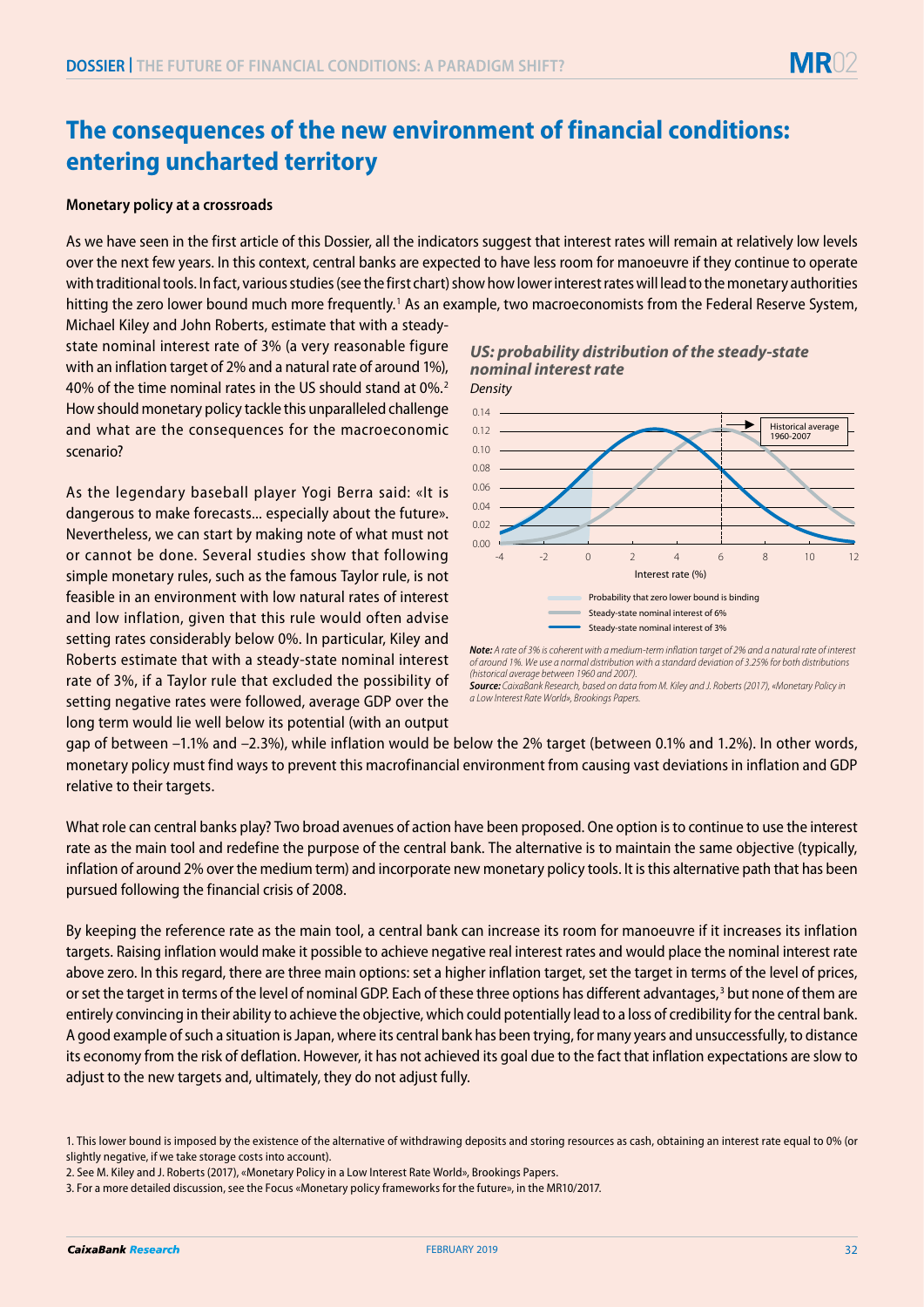# The consequences of the new environment of financial conditions: entering uncharted territory

**Monetary policy at a crossroads**

As we have seen in the first article of this Dossier, all the indicators suggest that interest rates will remain at relatively low levels over the next few years. In this context, central banks are expected to have less room for manoeuvre if they continue to operate with traditional tools. In fact, various studies (see the first chart) show how lower interest rates will lead to the monetary authorities hitting the zero lower bound much more frequently.[1] As an example, two macroeconomists from the Federal Reserve System, Michael Kiley and John Roberts, estimate that with a steady-state nominal interest rate of 3% (a very reasonable figure with an inflation target of 2% and a natural rate of around 1%), 40% of the time nominal rates in the US should stand at 0%.[2] How should monetary policy tackle this unparalleled challenge and what are the consequences for the macroeconomic scenario?

As the legendary baseball player Yogi Berra said: «It is dangerous to make forecasts... especially about the future». Nevertheless, we can start by making note of what must not or cannot be done. Several studies show that following simple monetary rules, such as the famous Taylor rule, is not feasible in an environment with low natural rates of interest and low inflation, given that this rule would often advise setting rates considerably below 0%. In particular, Kiley and Roberts estimate that with a steady-state nominal interest rate of 3%, if a Taylor rule that excluded the possibility of setting negative rates were followed, average GDP over the long term would lie well below its potential (with an output gap of between –1.1% and –2.3%), while inflation would be below the 2% target (between 0.1% and 1.2%). In other words, monetary policy must find ways to prevent this macrofinancial environment from causing vast deviations in inflation and GDP relative to their targets.

***US: probability distribution of the steady-state nominal interest rate***
*Density*

*Note: A rate of 3% is coherent with a medium-term inflation target of 2% and a natural rate of interest of around 1%. We use a normal distribution with a standard deviation of 3.25% for both distributions (historical average between 1960 and 2007).*
*Source: CaixaBank Research, based on data from M. Kiley and J. Roberts (2017), «Monetary Policy in a Low Interest Rate World», Brookings Papers.*

What role can central banks play? Two broad avenues of action have been proposed. One option is to continue to use the interest rate as the main tool and redefine the purpose of the central bank. The alternative is to maintain the same objective (typically, inflation of around 2% over the medium term) and incorporate new monetary policy tools. It is this alternative path that has been pursued following the financial crisis of 2008.

By keeping the reference rate as the main tool, a central bank can increase its room for manoeuvre if it increases its inflation targets. Raising inflation would make it possible to achieve negative real interest rates and would place the nominal interest rate above zero. In this regard, there are three main options: set a higher inflation target, set the target in terms of the level of prices, or set the target in terms of the level of nominal GDP. Each of these three options has different advantages,[3] but none of them are entirely convincing in their ability to achieve the objective, which could potentially lead to a loss of credibility for the central bank. A good example of such a situation is Japan, where its central bank has been trying, for many years and unsuccessfully, to distance its economy from the risk of deflation. However, it has not achieved its goal due to the fact that inflation expectations are slow to adjust to the new targets and, ultimately, they do not adjust fully.

1. This lower bound is imposed by the existence of the alternative of withdrawing deposits and storing resources as cash, obtaining an interest rate equal to 0% (or slightly negative, if we take storage costs into account).
2. See M. Kiley and J. Roberts (2017), «Monetary Policy in a Low Interest Rate World», Brookings Papers.
3. For a more detailed discussion, see the Focus «Monetary policy frameworks for the future», in the MR10/2017.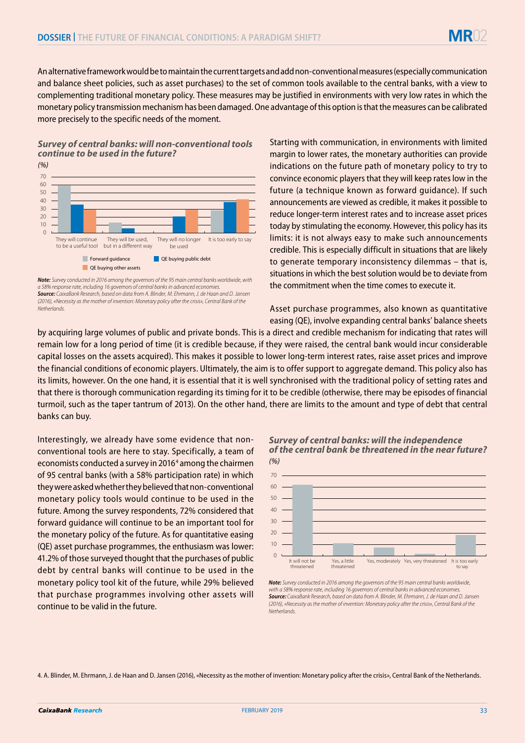An alternative framework would be to maintain the current targets and add non-conventional measures (especially communication and balance sheet policies, such as asset purchases) to the set of common tools available to the central banks, with a view to complementing traditional monetary policy. These measures may be justified in environments with very low rates in which the monetary policy transmission mechanism has been damaged. One advantage of this option is that the measures can be calibrated more precisely to the specific needs of the moment.

***Survey of central banks: will non-conventional tools continue to be used in the future?***

*(%)*

*Note: Survey conducted in 2016 among the governors of the 95 main central banks worldwide, with a 58% response rate, including 16 governors of central banks in advanced economies.*
***Source:** CaixaBank Research, based on data from A. Blinder, M. Ehrmann, J. de Haan and D. Jansen (2016), «Necessity as the mother of invention: Monetary policy after the crisis», Central Bank of the Netherlands.*

Starting with communication, in environments with limited margin to lower rates, the monetary authorities can provide indications on the future path of monetary policy to try to convince economic players that they will keep rates low in the future (a technique known as forward guidance). If such announcements are viewed as credible, it makes it possible to reduce longer-term interest rates and to increase asset prices today by stimulating the economy. However, this policy has its limits: it is not always easy to make such announcements credible. This is especially difficult in situations that are likely to generate temporary inconsistency dilemmas – that is, situations in which the best solution would be to deviate from the commitment when the time comes to execute it.

Asset purchase programmes, also known as quantitative easing (QE), involve expanding central banks' balance sheets by acquiring large volumes of public and private bonds. This is a direct and credible mechanism for indicating that rates will remain low for a long period of time (it is credible because, if they were raised, the central bank would incur considerable capital losses on the assets acquired). This makes it possible to lower long-term interest rates, raise asset prices and improve the financial conditions of economic players. Ultimately, the aim is to offer support to aggregate demand. This policy also has its limits, however. On the one hand, it is essential that it is well synchronised with the traditional policy of setting rates and that there is thorough communication regarding its timing for it to be credible (otherwise, there may be episodes of financial turmoil, such as the taper tantrum of 2013). On the other hand, there are limits to the amount and type of debt that central banks can buy.

Interestingly, we already have some evidence that non-conventional tools are here to stay. Specifically, a team of economists conducted a survey in 2016[4] among the chairmen of 95 central banks (with a 58% participation rate) in which they were asked whether they believed that non-conventional monetary policy tools would continue to be used in the future. Among the survey respondents, 72% considered that forward guidance will continue to be an important tool for the monetary policy of the future. As for quantitative easing (QE) asset purchase programmes, the enthusiasm was lower: 41.2% of those surveyed thought that the purchases of public debt by central banks will continue to be used in the monetary policy tool kit of the future, while 29% believed that purchase programmes involving other assets will continue to be valid in the future.

***Survey of central banks: will the independence of the central bank be threatened in the near future?***

*(%)*

*Note: Survey conducted in 2016 among the governors of the 95 main central banks worldwide, with a 58% response rate, including 16 governors of central banks in advanced economies.*
***Source:** CaixaBank Research, based on data from A. Blinder, M. Ehrmann, J. de Haan and D. Jansen (2016), «Necessity as the mother of invention: Monetary policy after the crisis», Central Bank of the Netherlands.*

4. A. Blinder, M. Ehrmann, J. de Haan and D. Jansen (2016), «Necessity as the mother of invention: Monetary policy after the crisis», Central Bank of the Netherlands.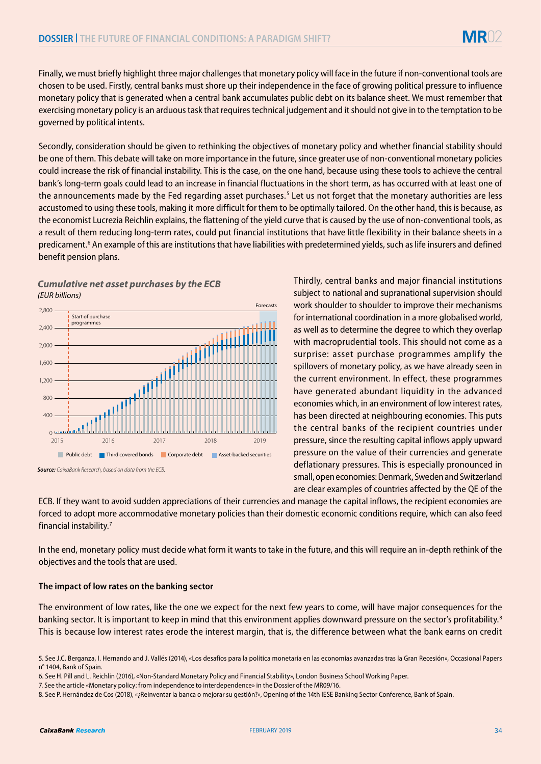Finally, we must briefly highlight three major challenges that monetary policy will face in the future if non-conventional tools are chosen to be used. Firstly, central banks must shore up their independence in the face of growing political pressure to influence monetary policy that is generated when a central bank accumulates public debt on its balance sheet. We must remember that exercising monetary policy is an arduous task that requires technical judgement and it should not give in to the temptation to be governed by political intents.

Secondly, consideration should be given to rethinking the objectives of monetary policy and whether financial stability should be one of them. This debate will take on more importance in the future, since greater use of non-conventional monetary policies could increase the risk of financial instability. This is the case, on the one hand, because using these tools to achieve the central bank's long-term goals could lead to an increase in financial fluctuations in the short term, as has occurred with at least one of the announcements made by the Fed regarding asset purchases.[5] Let us not forget that the monetary authorities are less accustomed to using these tools, making it more difficult for them to be optimally tailored. On the other hand, this is because, as the economist Lucrezia Reichlin explains, the flattening of the yield curve that is caused by the use of non-conventional tools, as a result of them reducing long-term rates, could put financial institutions that have little flexibility in their balance sheets in a predicament.[6] An example of this are institutions that have liabilities with predetermined yields, such as life insurers and defined benefit pension plans.

***Cumulative net asset purchases by the ECB***
*(EUR billions)*

*Source: CaixaBank Research, based on data from the ECB.*

Thirdly, central banks and major financial institutions subject to national and supranational supervision should work shoulder to shoulder to improve their mechanisms for international coordination in a more globalised world, as well as to determine the degree to which they overlap with macroprudential tools. This should not come as a surprise: asset purchase programmes amplify the spillovers of monetary policy, as we have already seen in the current environment. In effect, these programmes have generated abundant liquidity in the advanced economies which, in an environment of low interest rates, has been directed at neighbouring economies. This puts the central banks of the recipient countries under pressure, since the resulting capital inflows apply upward pressure on the value of their currencies and generate deflationary pressures. This is especially pronounced in small, open economies: Denmark, Sweden and Switzerland are clear examples of countries affected by the QE of the ECB. If they want to avoid sudden appreciations of their currencies and manage the capital inflows, the recipient economies are forced to adopt more accommodative monetary policies than their domestic economic conditions require, which can also feed financial instability.[7]

In the end, monetary policy must decide what form it wants to take in the future, and this will require an in-depth rethink of the objectives and the tools that are used.

**The impact of low rates on the banking sector**

The environment of low rates, like the one we expect for the next few years to come, will have major consequences for the banking sector. It is important to keep in mind that this environment applies downward pressure on the sector's profitability.[8] This is because low interest rates erode the interest margin, that is, the difference between what the bank earns on credit

5. See J.C. Berganza, I. Hernando and J. Vallés (2014), «Los desafíos para la política monetaria en las economías avanzadas tras la Gran Recesión», Occasional Papers nº 1404, Bank of Spain.
6. See H. Pill and L. Reichlin (2016), «Non-Standard Monetary Policy and Financial Stability», London Business School Working Paper.
7. See the article «Monetary policy: from independence to interdependence» in the Dossier of the MR09/16.
8. See P. Hernández de Cos (2018), «¿Reinventar la banca o mejorar su gestión?», Opening of the 14th IESE Banking Sector Conference, Bank of Spain.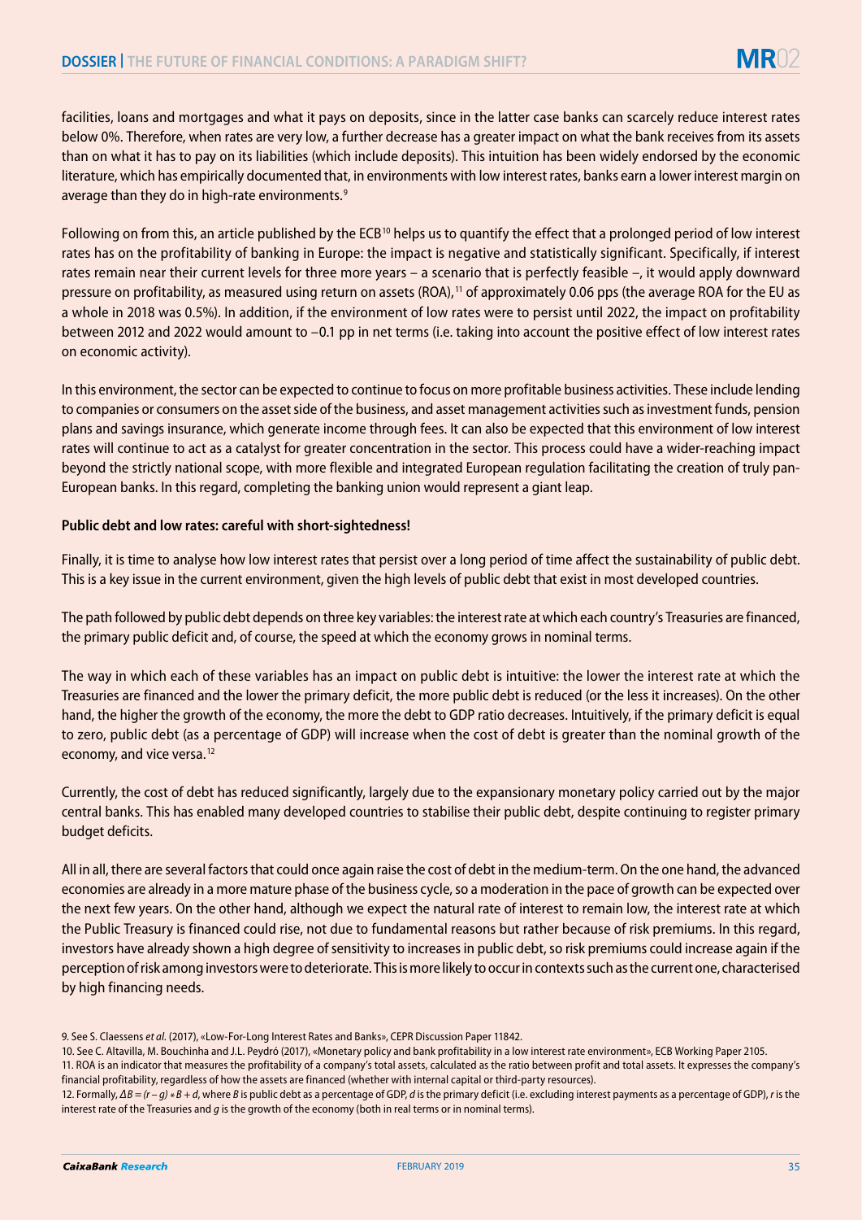facilities, loans and mortgages and what it pays on deposits, since in the latter case banks can scarcely reduce interest rates below 0%. Therefore, when rates are very low, a further decrease has a greater impact on what the bank receives from its assets than on what it has to pay on its liabilities (which include deposits). This intuition has been widely endorsed by the economic literature, which has empirically documented that, in environments with low interest rates, banks earn a lower interest margin on average than they do in high-rate environments.[9]

Following on from this, an article published by the ECB[10] helps us to quantify the effect that a prolonged period of low interest rates has on the profitability of banking in Europe: the impact is negative and statistically significant. Specifically, if interest rates remain near their current levels for three more years – a scenario that is perfectly feasible –, it would apply downward pressure on profitability, as measured using return on assets (ROA),[11] of approximately 0.06 pps (the average ROA for the EU as a whole in 2018 was 0.5%). In addition, if the environment of low rates were to persist until 2022, the impact on profitability between 2012 and 2022 would amount to –0.1 pp in net terms (i.e. taking into account the positive effect of low interest rates on economic activity).

In this environment, the sector can be expected to continue to focus on more profitable business activities. These include lending to companies or consumers on the asset side of the business, and asset management activities such as investment funds, pension plans and savings insurance, which generate income through fees. It can also be expected that this environment of low interest rates will continue to act as a catalyst for greater concentration in the sector. This process could have a wider-reaching impact beyond the strictly national scope, with more flexible and integrated European regulation facilitating the creation of truly pan-European banks. In this regard, completing the banking union would represent a giant leap.

**Public debt and low rates: careful with short-sightedness!**

Finally, it is time to analyse how low interest rates that persist over a long period of time affect the sustainability of public debt. This is a key issue in the current environment, given the high levels of public debt that exist in most developed countries.

The path followed by public debt depends on three key variables: the interest rate at which each country's Treasuries are financed, the primary public deficit and, of course, the speed at which the economy grows in nominal terms.

The way in which each of these variables has an impact on public debt is intuitive: the lower the interest rate at which the Treasuries are financed and the lower the primary deficit, the more public debt is reduced (or the less it increases). On the other hand, the higher the growth of the economy, the more the debt to GDP ratio decreases. Intuitively, if the primary deficit is equal to zero, public debt (as a percentage of GDP) will increase when the cost of debt is greater than the nominal growth of the economy, and vice versa.[12]

Currently, the cost of debt has reduced significantly, largely due to the expansionary monetary policy carried out by the major central banks. This has enabled many developed countries to stabilise their public debt, despite continuing to register primary budget deficits.

All in all, there are several factors that could once again raise the cost of debt in the medium-term. On the one hand, the advanced economies are already in a more mature phase of the business cycle, so a moderation in the pace of growth can be expected over the next few years. On the other hand, although we expect the natural rate of interest to remain low, the interest rate at which the Public Treasury is financed could rise, not due to fundamental reasons but rather because of risk premiums. In this regard, investors have already shown a high degree of sensitivity to increases in public debt, so risk premiums could increase again if the perception of risk among investors were to deteriorate. This is more likely to occur in contexts such as the current one, characterised by high financing needs.

9. See S. Claessens *et al.* (2017), «Low-For-Long Interest Rates and Banks», CEPR Discussion Paper 11842.

10. See C. Altavilla, M. Bouchinha and J.L. Peydró (2017), «Monetary policy and bank profitability in a low interest rate environment», ECB Working Paper 2105.

11. ROA is an indicator that measures the profitability of a company's total assets, calculated as the ratio between profit and total assets. It expresses the company's financial profitability, regardless of how the assets are financed (whether with internal capital or third-party resources).

12. Formally, $\Delta B = (r - g) * B + d$, where $B$ is public debt as a percentage of GDP, $d$ is the primary deficit (i.e. excluding interest payments as a percentage of GDP), $r$ is the interest rate of the Treasuries and $g$ is the growth of the economy (both in real terms or in nominal terms).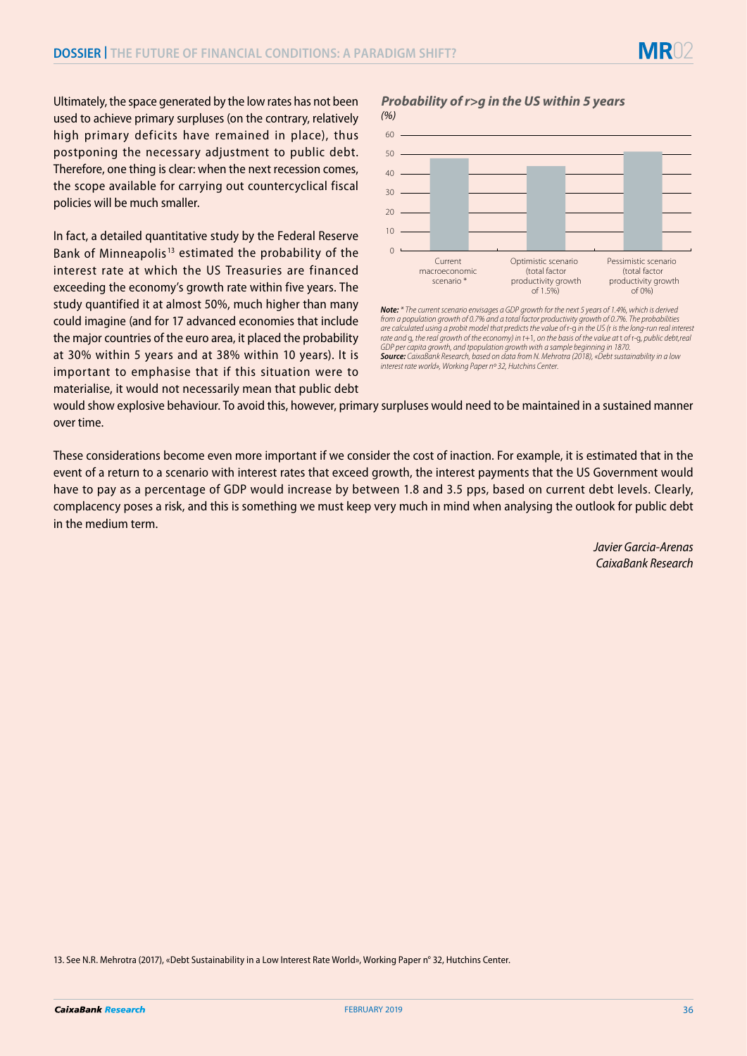Ultimately, the space generated by the low rates has not been used to achieve primary surpluses (on the contrary, relatively high primary deficits have remained in place), thus postponing the necessary adjustment to public debt. Therefore, one thing is clear: when the next recession comes, the scope available for carrying out countercyclical fiscal policies will be much smaller.

In fact, a detailed quantitative study by the Federal Reserve Bank of Minneapolis[13] estimated the probability of the interest rate at which the US Treasuries are financed exceeding the economy's growth rate within five years. The study quantified it at almost 50%, much higher than many could imagine (and for 17 advanced economies that include the major countries of the euro area, it placed the probability at 30% within 5 years and at 38% within 10 years). It is important to emphasise that if this situation were to materialise, it would not necessarily mean that public debt would show explosive behaviour. To avoid this, however, primary surpluses would need to be maintained in a sustained manner over time.

***Probability of r>g in the US within 5 years***
*(%)*

60
50
40
30
20
10
0

Current macroeconomic scenario *
Optimistic scenario (total factor productivity growth of 1.5%)
Pessimistic scenario (total factor productivity growth of 0%)

***Note:*** *\* The current scenario envisages a GDP growth for the next 5 years of 1.4%, which is derived from a population growth of 0.7% and a total factor productivity growth of 0.7%. The probabilities are calculated using a probit model that predicts the value of r-g in the US (r is the long-run real interest rate and g, the real growth of the economy) in t+1, on the basis of the value at t of r-g, public debt,real GDP per capita growth, and tpopulation growth with a sample beginning in 1870.*
***Source:*** *CaixaBank Research, based on data from N. Mehrotra (2018), «Debt sustainability in a low interest rate world», Working Paper nº 32, Hutchins Center.*

These considerations become even more important if we consider the cost of inaction. For example, it is estimated that in the event of a return to a scenario with interest rates that exceed growth, the interest payments that the US Government would have to pay as a percentage of GDP would increase by between 1.8 and 3.5 pps, based on current debt levels. Clearly, complacency poses a risk, and this is something we must keep very much in mind when analysing the outlook for public debt in the medium term.

*Javier Garcia-Arenas*
*CaixaBank Research*

13. See N.R. Mehrotra (2017), «Debt Sustainability in a Low Interest Rate World», Working Paper n° 32, Hutchins Center.